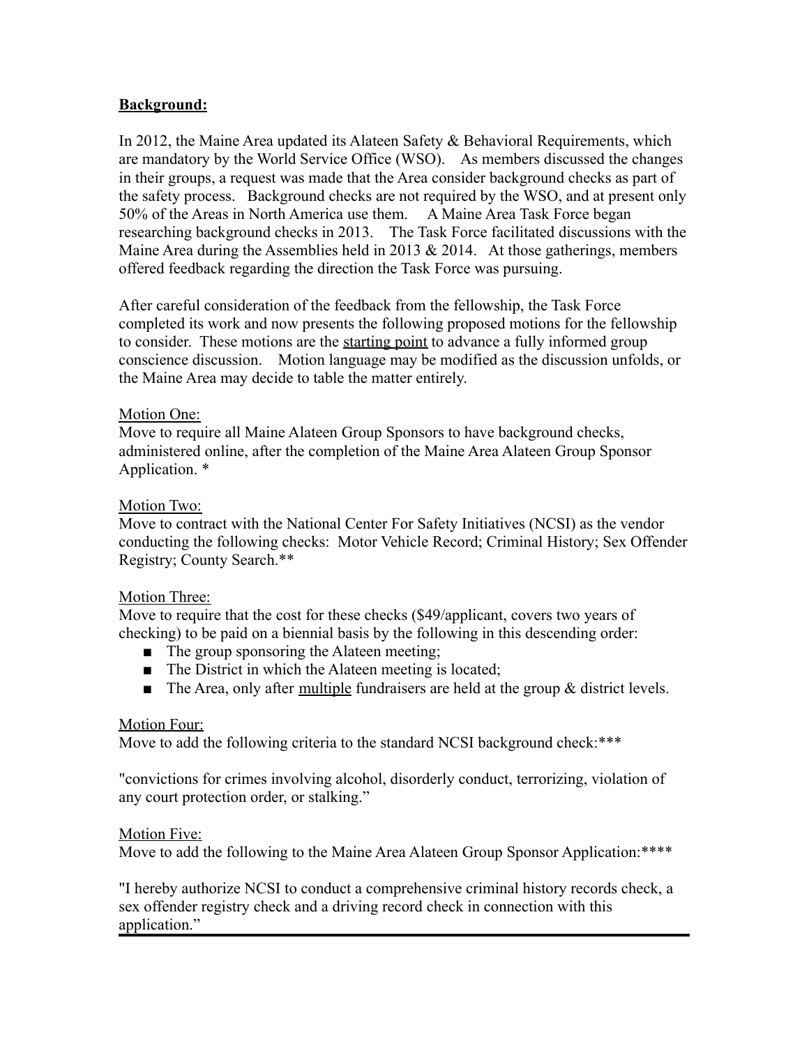**Background:**

In 2012, the Maine Area updated its Alateen Safety & Behavioral Requirements, which are mandatory by the World Service Office (WSO). As members discussed the changes in their groups, a request was made that the Area consider background checks as part of the safety process. Background checks are not required by the WSO, and at present only 50% of the Areas in North America use them. A Maine Area Task Force began researching background checks in 2013. The Task Force facilitated discussions with the Maine Area during the Assemblies held in 2013 & 2014. At those gatherings, members offered feedback regarding the direction the Task Force was pursuing.

After careful consideration of the feedback from the fellowship, the Task Force completed its work and now presents the following proposed motions for the fellowship to consider. These motions are the starting point to advance a fully informed group conscience discussion. Motion language may be modified as the discussion unfolds, or the Maine Area may decide to table the matter entirely.

Motion One:
Move to require all Maine Alateen Group Sponsors to have background checks, administered online, after the completion of the Maine Area Alateen Group Sponsor Application. *

Motion Two:
Move to contract with the National Center For Safety Initiatives (NCSI) as the vendor conducting the following checks: Motor Vehicle Record; Criminal History; Sex Offender Registry; County Search.**

Motion Three:
Move to require that the cost for these checks ($49/applicant, covers two years of checking) to be paid on a biennial basis by the following in this descending order:

- The group sponsoring the Alateen meeting;
- The District in which the Alateen meeting is located;
- The Area, only after multiple fundraisers are held at the group & district levels.

Motion Four:
Move to add the following criteria to the standard NCSI background check:***

"convictions for crimes involving alcohol, disorderly conduct, terrorizing, violation of any court protection order, or stalking."

Motion Five:
Move to add the following to the Maine Area Alateen Group Sponsor Application:****

"I hereby authorize NCSI to conduct a comprehensive criminal history records check, a sex offender registry check and a driving record check in connection with this application."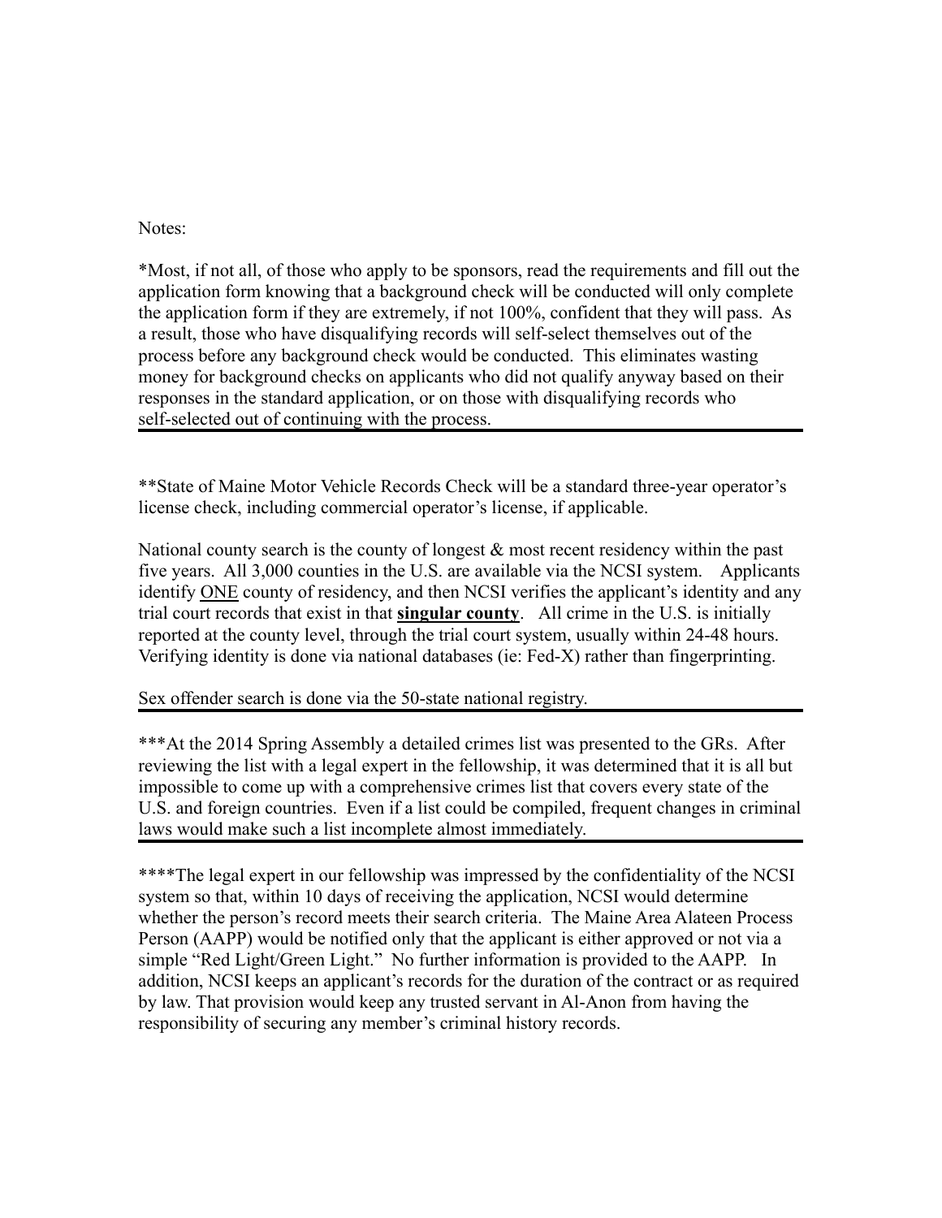Notes:

*Most, if not all, of those who apply to be sponsors, read the requirements and fill out the application form knowing that a background check will be conducted will only complete the application form if they are extremely, if not 100%, confident that they will pass. As a result, those who have disqualifying records will self-select themselves out of the process before any background check would be conducted. This eliminates wasting money for background checks on applicants who did not qualify anyway based on their responses in the standard application, or on those with disqualifying records who self-selected out of continuing with the process.

---

**State of Maine Motor Vehicle Records Check will be a standard three-year operator's license check, including commercial operator's license, if applicable.

National county search is the county of longest & most recent residency within the past five years. All 3,000 counties in the U.S. are available via the NCSI system. Applicants identify <u>ONE</u> county of residency, and then NCSI verifies the applicant's identity and any trial court records that exist in that **<u>singular county</u>**. All crime in the U.S. is initially reported at the county level, through the trial court system, usually within 24-48 hours. Verifying identity is done via national databases (ie: Fed-X) rather than fingerprinting.

Sex offender search is done via the 50-state national registry.

---

***At the 2014 Spring Assembly a detailed crimes list was presented to the GRs. After reviewing the list with a legal expert in the fellowship, it was determined that it is all but impossible to come up with a comprehensive crimes list that covers every state of the U.S. and foreign countries. Even if a list could be compiled, frequent changes in criminal laws would make such a list incomplete almost immediately.

---

****The legal expert in our fellowship was impressed by the confidentiality of the NCSI system so that, within 10 days of receiving the application, NCSI would determine whether the person's record meets their search criteria. The Maine Area Alateen Process Person (AAPP) would be notified only that the applicant is either approved or not via a simple "Red Light/Green Light." No further information is provided to the AAPP. In addition, NCSI keeps an applicant's records for the duration of the contract or as required by law. That provision would keep any trusted servant in Al-Anon from having the responsibility of securing any member's criminal history records.